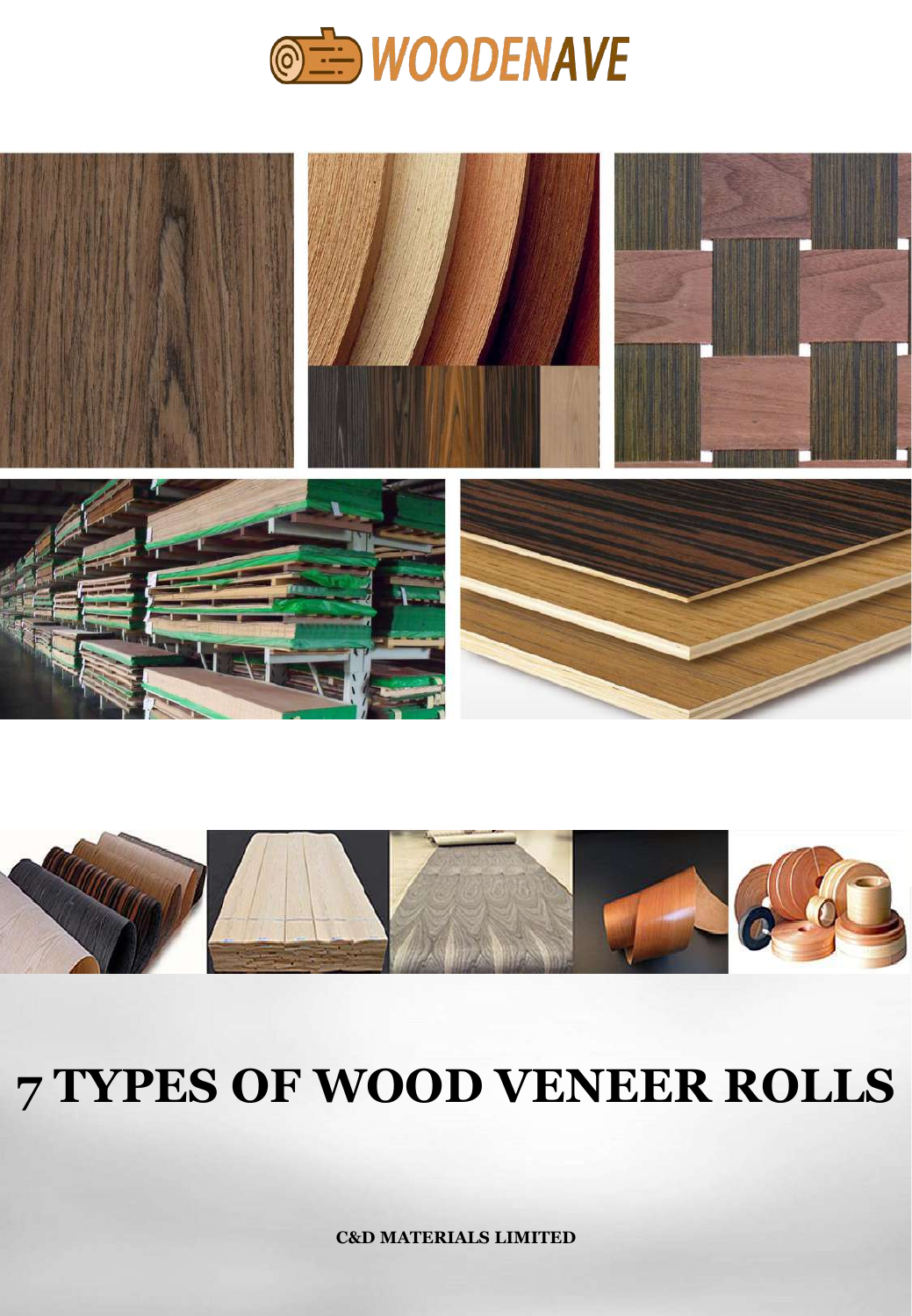WOODENAVE

# 7 TYPES OF WOOD VENEER ROLLS

**C&D MATERIALS LIMITED**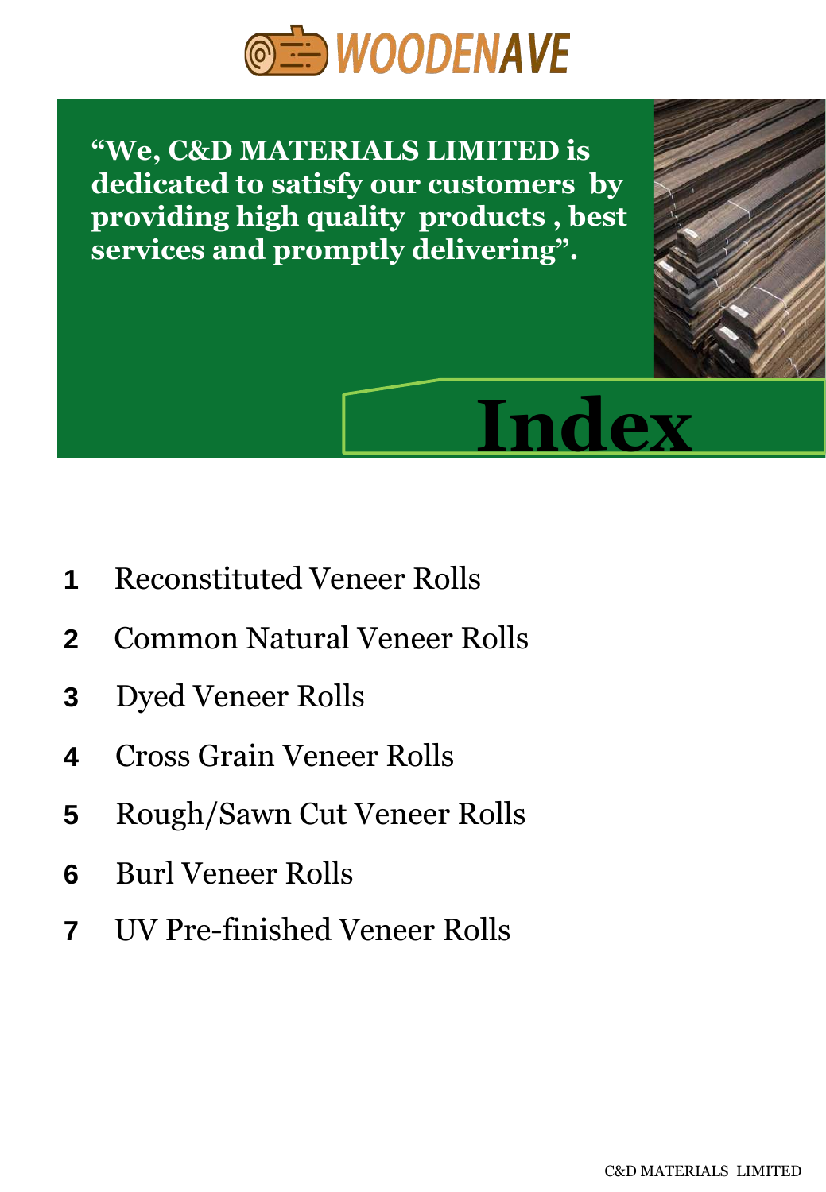WOODENAVE

**"We, C&D MATERIALS LIMITED is dedicated to satisfy our customers by providing high quality products , best services and promptly delivering".**

# Index

1. Reconstituted Veneer Rolls
2. Common Natural Veneer Rolls
3. Dyed Veneer Rolls
4. Cross Grain Veneer Rolls
5. Rough/Sawn Cut Veneer Rolls
6. Burl Veneer Rolls
7. UV Pre-finished Veneer Rolls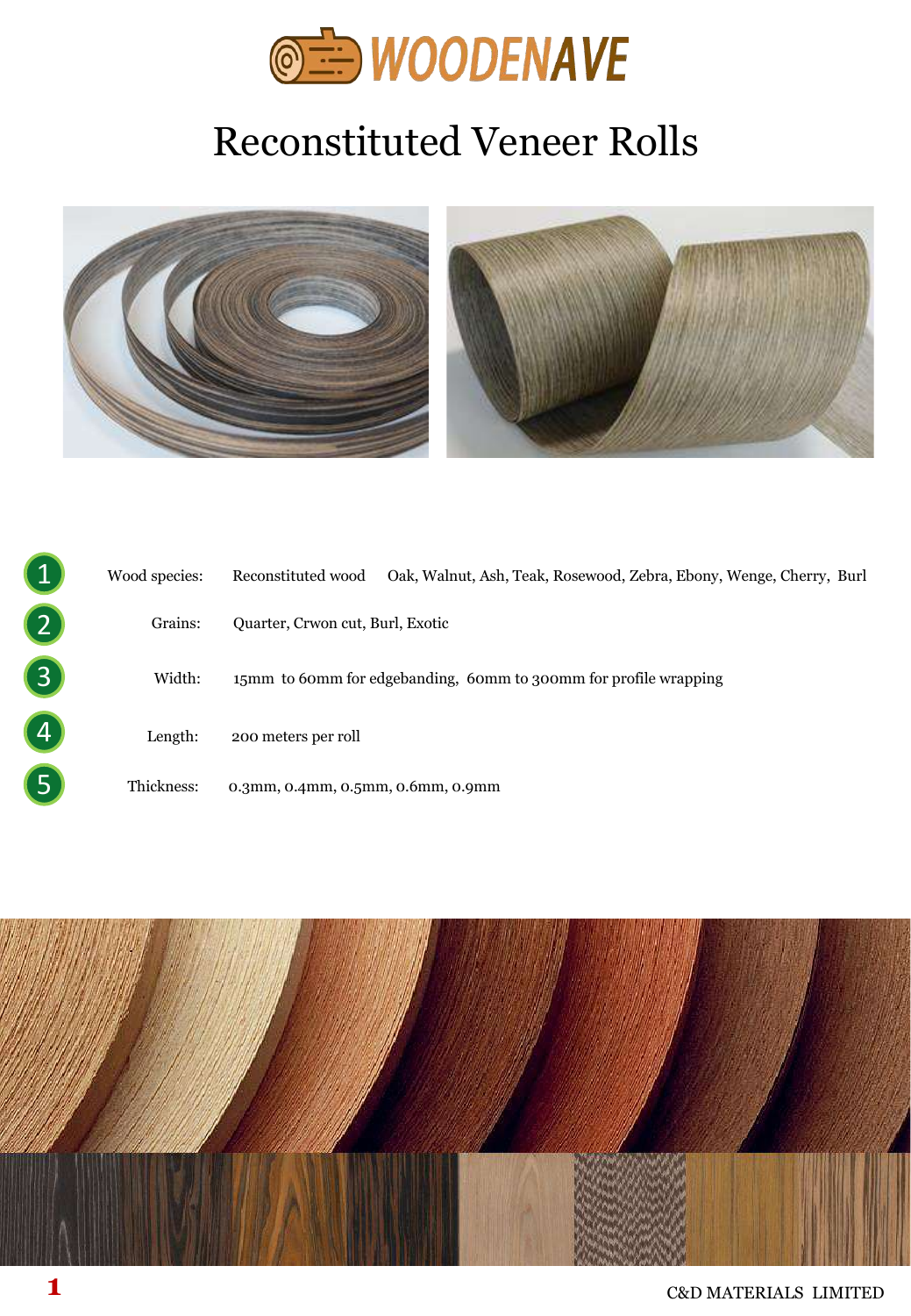# WOODENAVE

## Reconstituted Veneer Rolls

| | | |
|---|---|---|
| 1 | Wood species: | Reconstituted wood Oak, Walnut, Ash, Teak, Rosewood, Zebra, Ebony, Wenge, Cherry, Burl |
| 2 | Grains: | Quarter, Crwon cut, Burl, Exotic |
| 3 | Width: | 15mm to 60mm for edgebanding, 60mm to 300mm for profile wrapping |
| 4 | Length: | 200 meters per roll |
| 5 | Thickness: | 0.3mm, 0.4mm, 0.5mm, 0.6mm, 0.9mm |

C&D MATERIALS LIMITED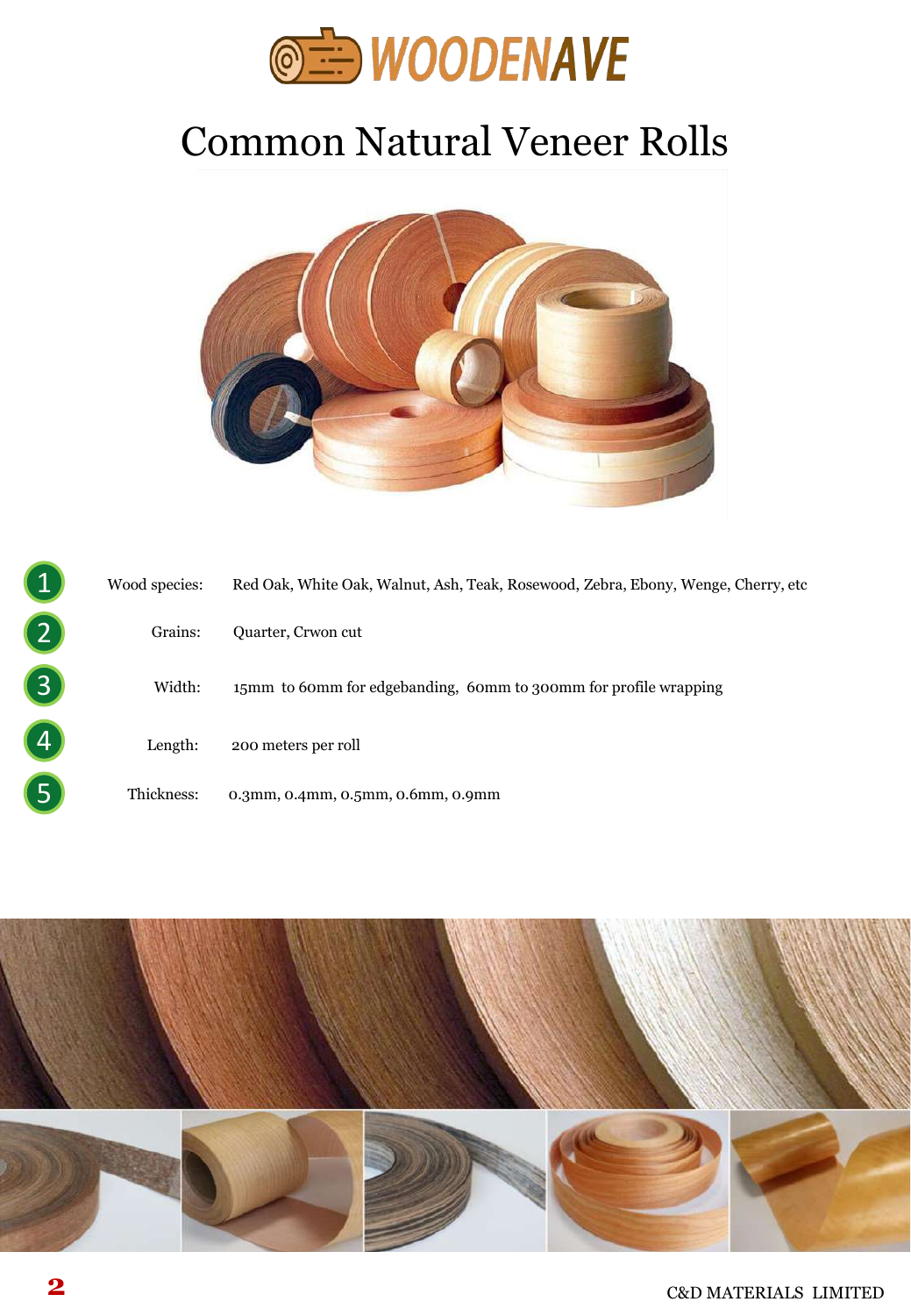# Common Natural Veneer Rolls

1. Wood species: Red Oak, White Oak, Walnut, Ash, Teak, Rosewood, Zebra, Ebony, Wenge, Cherry, etc
2. Grains: Quarter, Crwon cut
3. Width: 15mm to 60mm for edgebanding, 60mm to 300mm for profile wrapping
4. Length: 200 meters per roll
5. Thickness: 0.3mm, 0.4mm, 0.5mm, 0.6mm, 0.9mm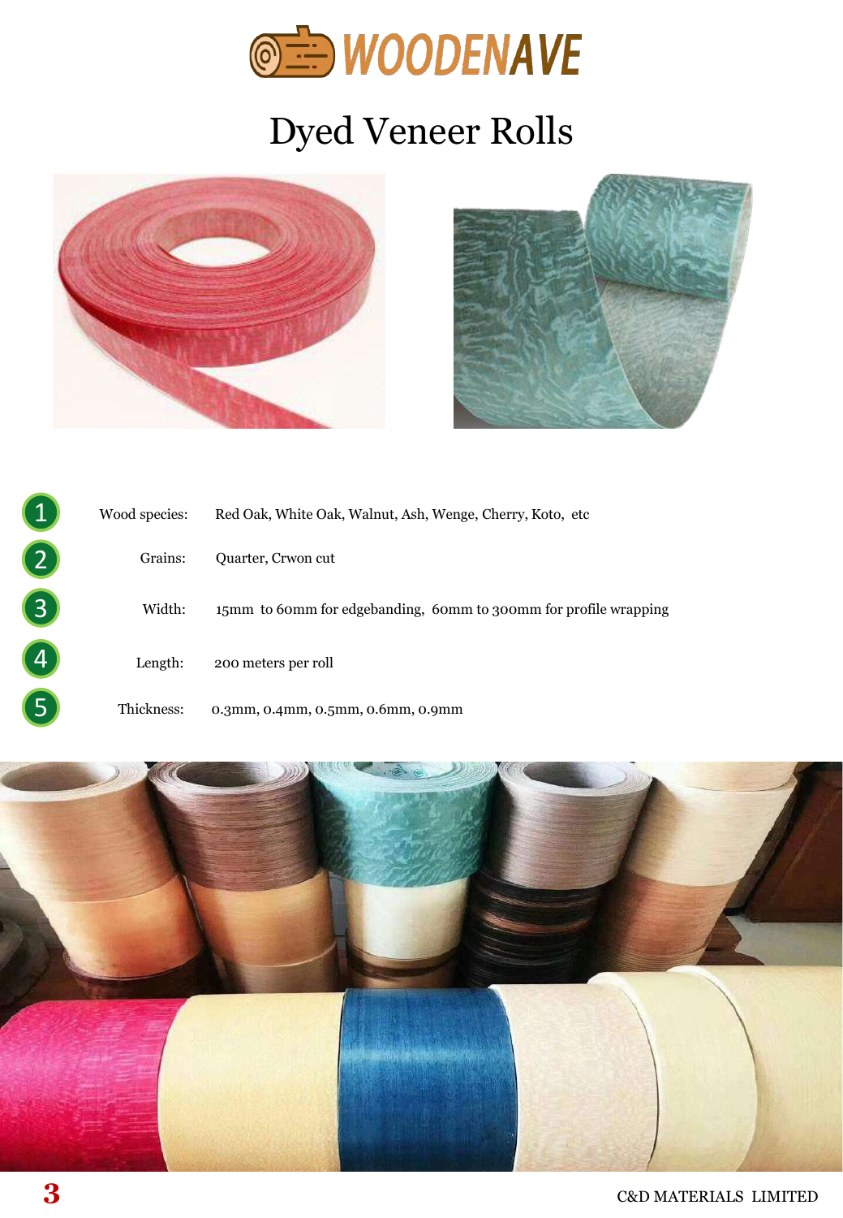WOODENAVE

# Dyed Veneer Rolls

1. Wood species: Red Oak, White Oak, Walnut, Ash, Wenge, Cherry, Koto, etc
2. Grains: Quarter, Crwon cut
3. Width: 15mm to 60mm for edgebanding, 60mm to 300mm for profile wrapping
4. Length: 200 meters per roll
5. Thickness: 0.3mm, 0.4mm, 0.5mm, 0.6mm, 0.9mm

C&D MATERIALS LIMITED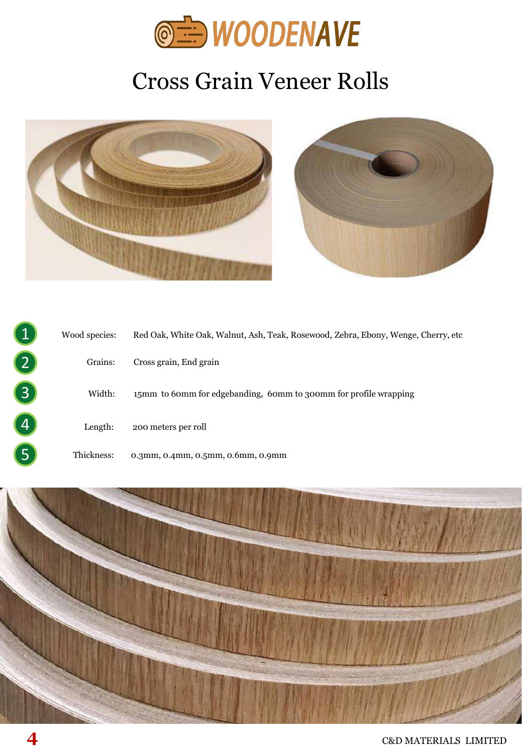# Cross Grain Veneer Rolls

1. **Wood species:** Red Oak, White Oak, Walnut, Ash, Teak, Rosewood, Zebra, Ebony, Wenge, Cherry, etc
2. **Grains:** Cross grain, End grain
3. **Width:** 15mm to 60mm for edgebanding, 60mm to 300mm for profile wrapping
4. **Length:** 200 meters per roll
5. **Thickness:** 0.3mm, 0.4mm, 0.5mm, 0.6mm, 0.9mm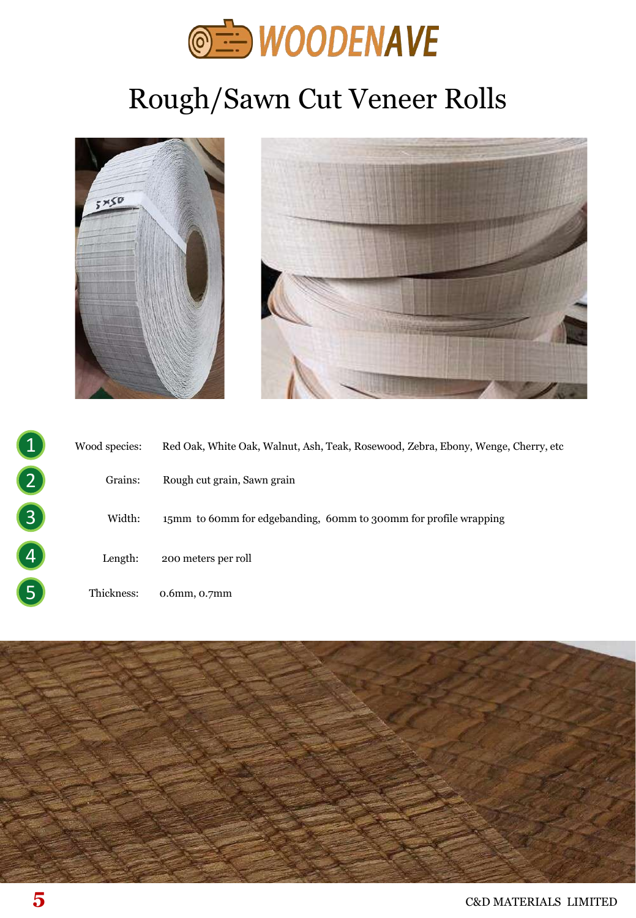WOODENAVE

# Rough/Sawn Cut Veneer Rolls

1. Wood species: Red Oak, White Oak, Walnut, Ash, Teak, Rosewood, Zebra, Ebony, Wenge, Cherry, etc
2. Grains: Rough cut grain, Sawn grain
3. Width: 15mm to 60mm for edgebanding, 60mm to 300mm for profile wrapping
4. Length: 200 meters per roll
5. Thickness: 0.6mm, 0.7mm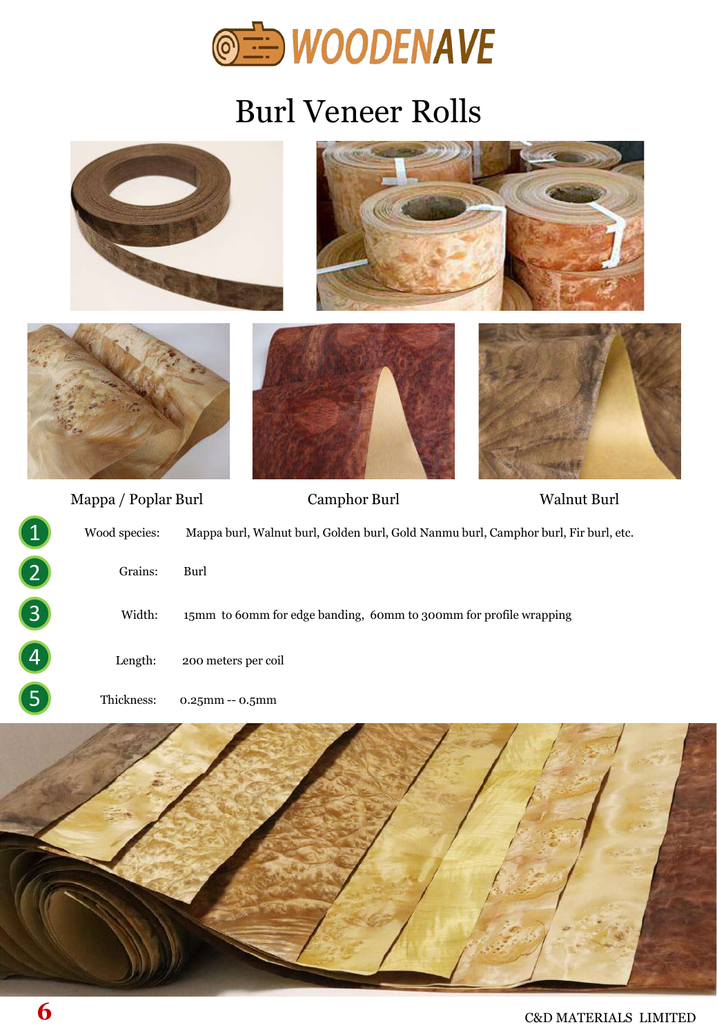# Burl Veneer Rolls

Mappa / Poplar Burl

Camphor Burl

Walnut Burl

1. Wood species: Mappa burl, Walnut burl, Golden burl, Gold Nanmu burl, Camphor burl, Fir burl, etc.
2. Grains: Burl
3. Width: 15mm to 60mm for edge banding, 60mm to 300mm for profile wrapping
4. Length: 200 meters per coil
5. Thickness: 0.25mm -- 0.5mm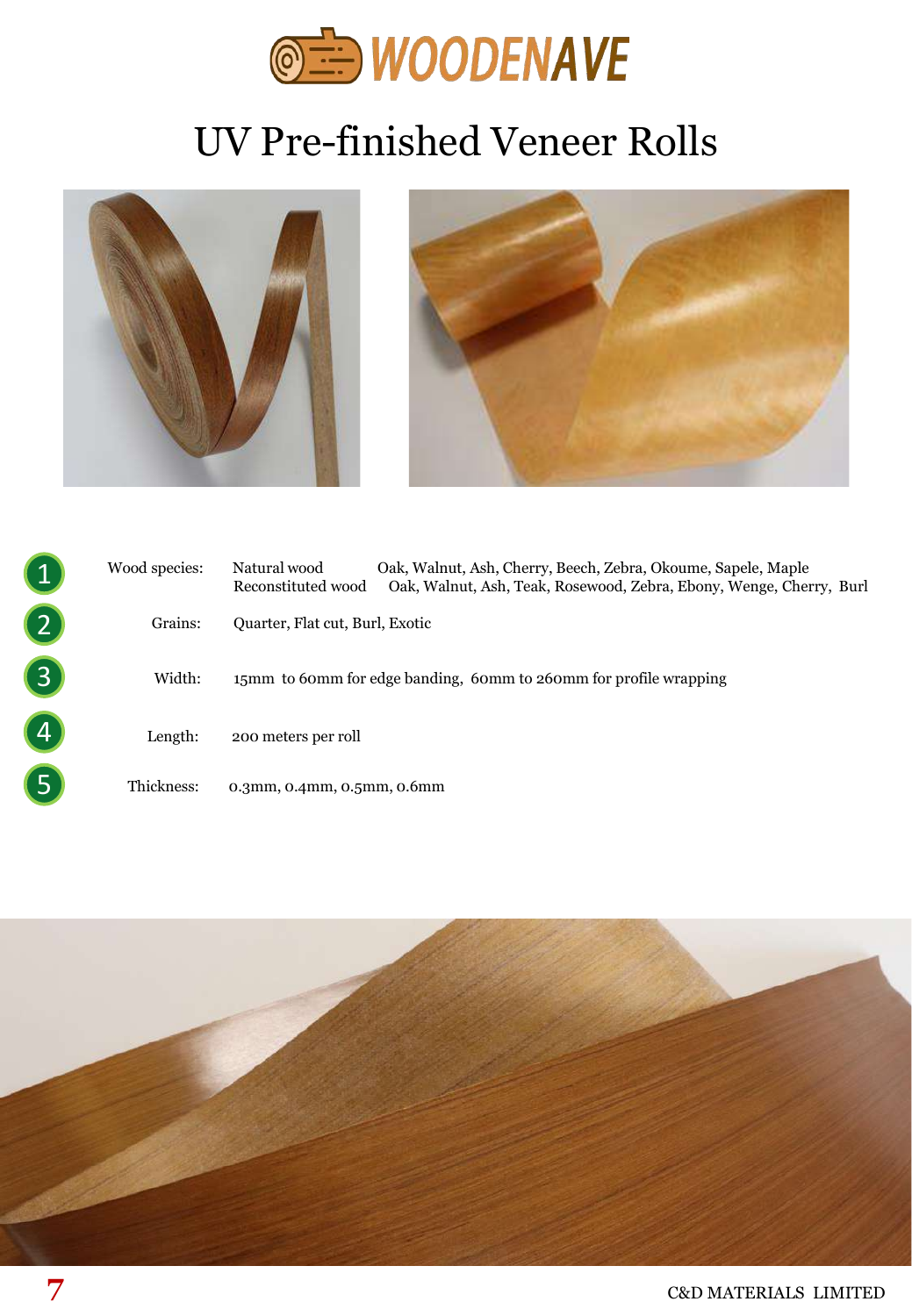WOODENAVE

# UV Pre-finished Veneer Rolls

| # | | | |
|---|---|---|---|
| 1 | Wood species: | Natural wood | Oak, Walnut, Ash, Cherry, Beech, Zebra, Okoume, Sapele, Maple |
| | | Reconstituted wood | Oak, Walnut, Ash, Teak, Rosewood, Zebra, Ebony, Wenge, Cherry, Burl |
| 2 | Grains: | Quarter, Flat cut, Burl, Exotic | |
| 3 | Width: | 15mm to 60mm for edge banding, 60mm to 260mm for profile wrapping | |
| 4 | Length: | 200 meters per roll | |
| 5 | Thickness: | 0.3mm, 0.4mm, 0.5mm, 0.6mm | |

C&D MATERIALS LIMITED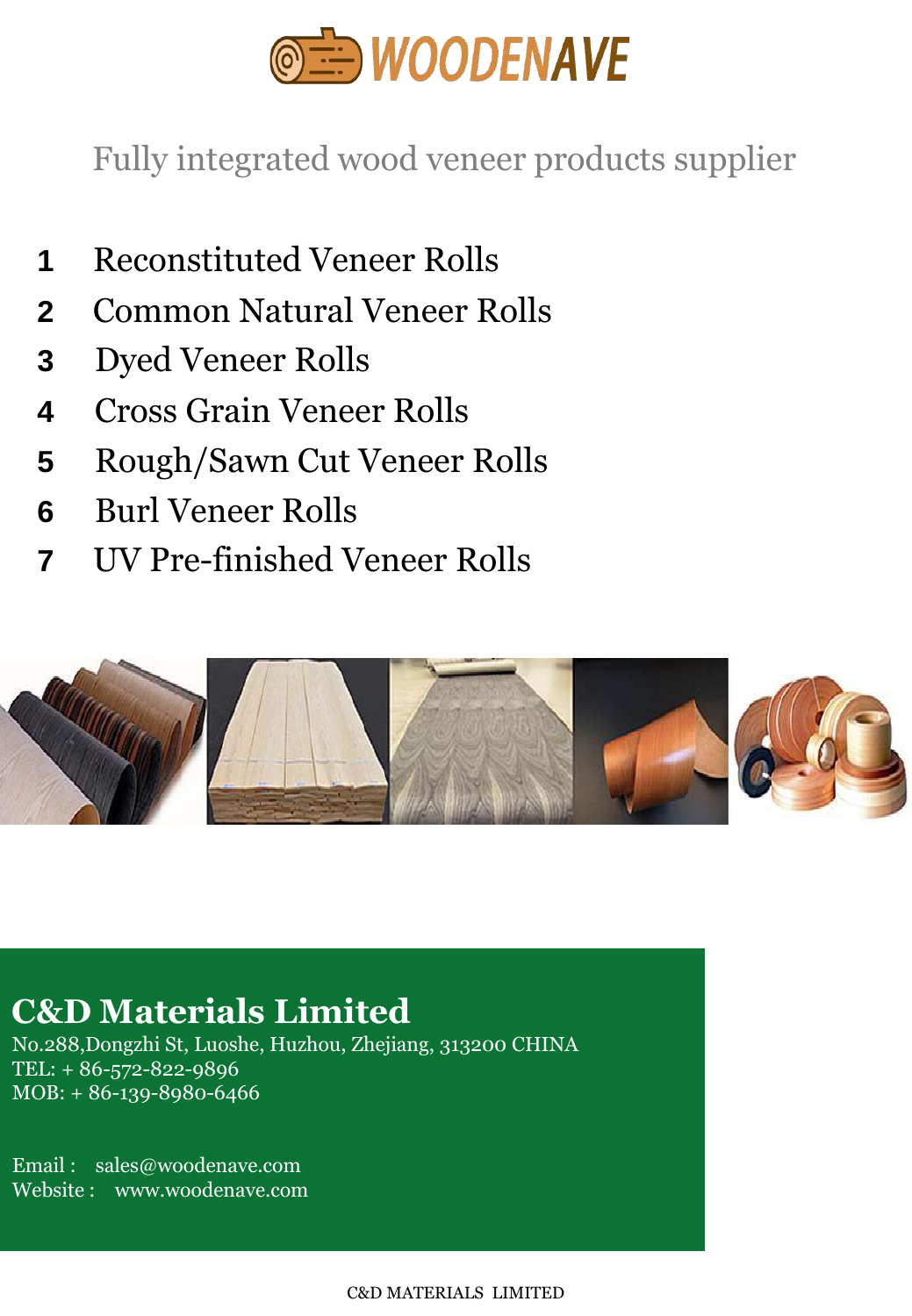# WOODENAVE

Fully integrated wood veneer products supplier

1. Reconstituted Veneer Rolls
2. Common Natural Veneer Rolls
3. Dyed Veneer Rolls
4. Cross Grain Veneer Rolls
5. Rough/Sawn Cut Veneer Rolls
6. Burl Veneer Rolls
7. UV Pre-finished Veneer Rolls

## C&D Materials Limited

No.288,Dongzhi St, Luoshe, Huzhou, Zhejiang, 313200 CHINA
TEL: + 86-572-822-9896
MOB: + 86-139-8980-6466

Email : sales@woodenave.com
Website : www.woodenave.com